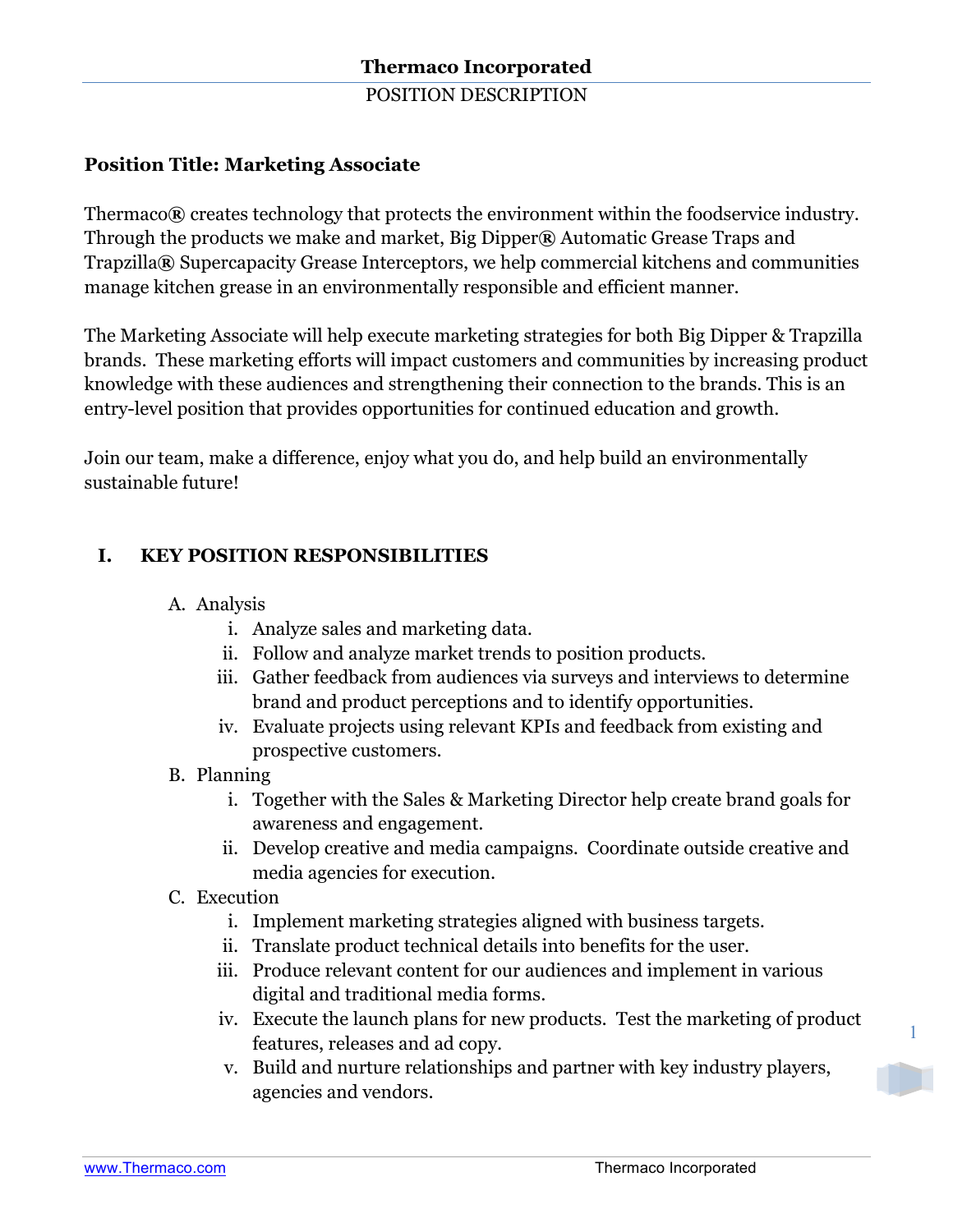# Thermaco Incorporated

POSITION DESCRIPTION

**Position Title: Marketing Associate**

Thermaco® creates technology that protects the environment within the foodservice industry. Through the products we make and market, Big Dipper® Automatic Grease Traps and Trapzilla® Supercapacity Grease Interceptors, we help commercial kitchens and communities manage kitchen grease in an environmentally responsible and efficient manner.

The Marketing Associate will help execute marketing strategies for both Big Dipper & Trapzilla brands. These marketing efforts will impact customers and communities by increasing product knowledge with these audiences and strengthening their connection to the brands. This is an entry-level position that provides opportunities for continued education and growth.

Join our team, make a difference, enjoy what you do, and help build an environmentally sustainable future!

## I. KEY POSITION RESPONSIBILITIES

A. Analysis
   i. Analyze sales and marketing data.
   ii. Follow and analyze market trends to position products.
   iii. Gather feedback from audiences via surveys and interviews to determine brand and product perceptions and to identify opportunities.
   iv. Evaluate projects using relevant KPIs and feedback from existing and prospective customers.

B. Planning
   i. Together with the Sales & Marketing Director help create brand goals for awareness and engagement.
   ii. Develop creative and media campaigns. Coordinate outside creative and media agencies for execution.

C. Execution
   i. Implement marketing strategies aligned with business targets.
   ii. Translate product technical details into benefits for the user.
   iii. Produce relevant content for our audiences and implement in various digital and traditional media forms.
   iv. Execute the launch plans for new products. Test the marketing of product features, releases and ad copy.
   v. Build and nurture relationships and partner with key industry players, agencies and vendors.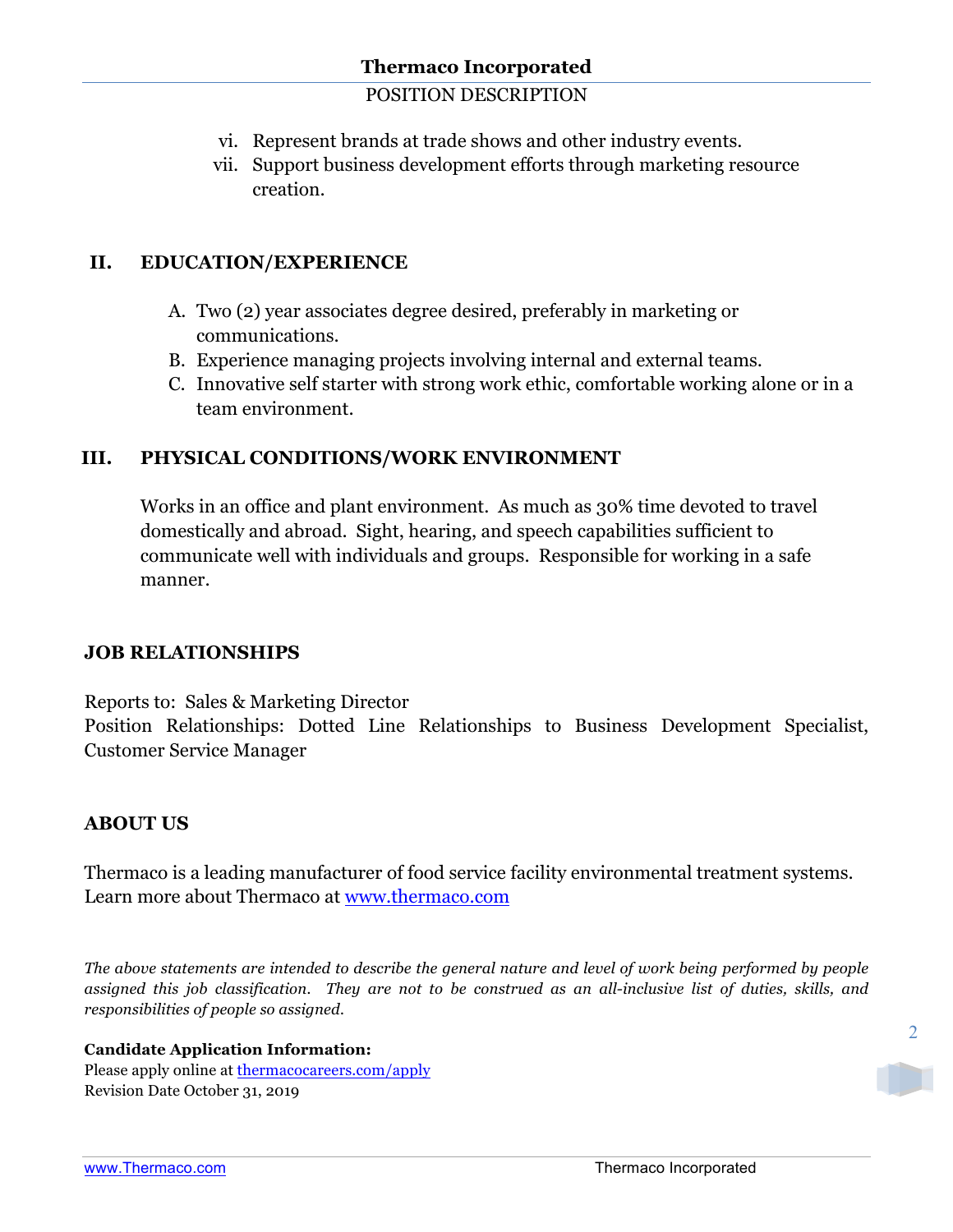vi. Represent brands at trade shows and other industry events.
vii. Support business development efforts through marketing resource creation.

## II. EDUCATION/EXPERIENCE

A. Two (2) year associates degree desired, preferably in marketing or communications.
B. Experience managing projects involving internal and external teams.
C. Innovative self starter with strong work ethic, comfortable working alone or in a team environment.

## III. PHYSICAL CONDITIONS/WORK ENVIRONMENT

Works in an office and plant environment. As much as 30% time devoted to travel domestically and abroad. Sight, hearing, and speech capabilities sufficient to communicate well with individuals and groups. Responsible for working in a safe manner.

## JOB RELATIONSHIPS

Reports to: Sales & Marketing Director
Position Relationships: Dotted Line Relationships to Business Development Specialist, Customer Service Manager

## ABOUT US

Thermaco is a leading manufacturer of food service facility environmental treatment systems. Learn more about Thermaco at www.thermaco.com

*The above statements are intended to describe the general nature and level of work being performed by people assigned this job classification. They are not to be construed as an all-inclusive list of duties, skills, and responsibilities of people so assigned.*

**Candidate Application Information:**
Please apply online at thermacocareers.com/apply
Revision Date October 31, 2019